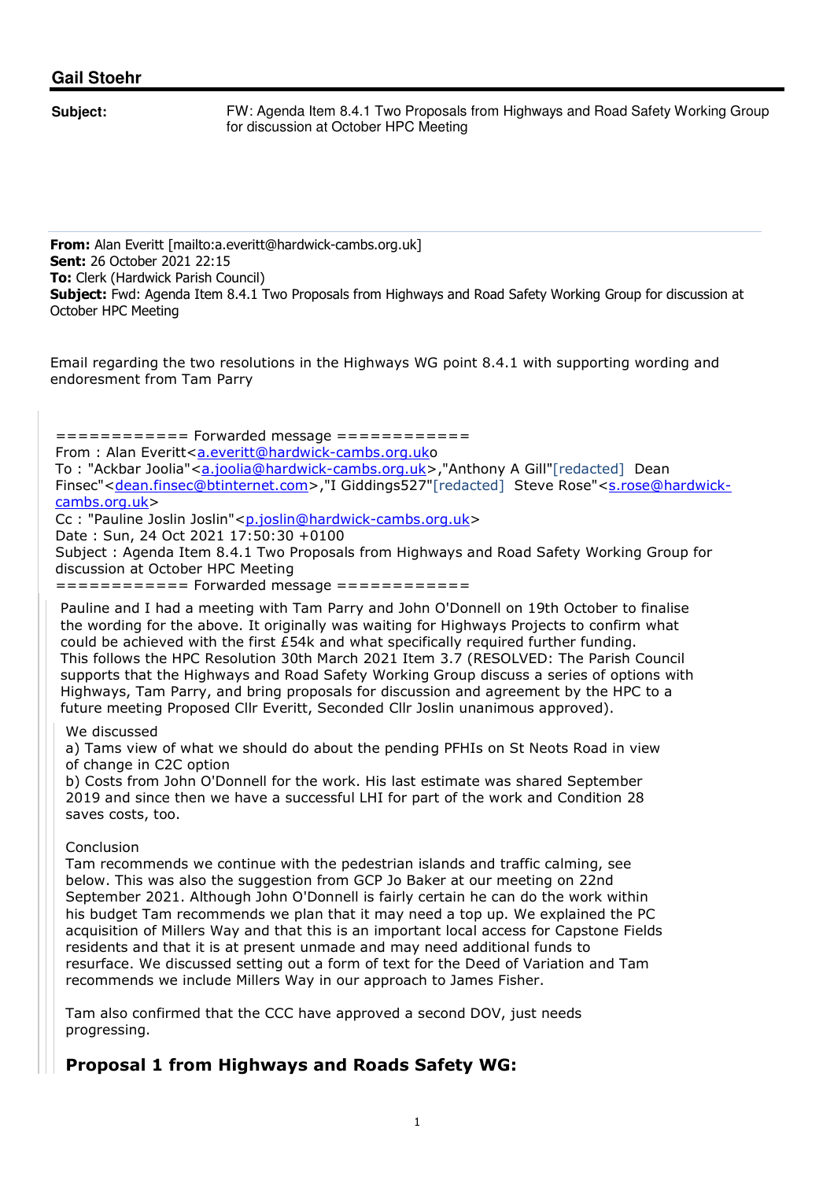## Gail Stoehr

**Subject:** FW: Agenda Item 8.4.1 Two Proposals from Highways and Road Safety Working Group for discussion at October HPC Meeting

**From:** Alan Everitt [mailto:a.everitt@hardwick-cambs.org.uk]
**Sent:** 26 October 2021 22:15
**To:** Clerk (Hardwick Parish Council)
**Subject:** Fwd: Agenda Item 8.4.1 Two Proposals from Highways and Road Safety Working Group for discussion at October HPC Meeting

Email regarding the two resolutions in the Highways WG point 8.4.1 with supporting wording and endoresment from Tam Parry

============ Forwarded message ============
From : Alan Everitt<a.everitt@hardwick-cambs.org.uko
To : "Ackbar Joolia"<a.joolia@hardwick-cambs.org.uk>,"Anthony A Gill"[redacted] Dean Finsec"<dean.finsec@btinternet.com>,"I Giddings527"[redacted] Steve Rose"<s.rose@hardwick-cambs.org.uk>
Cc : "Pauline Joslin Joslin"<p.joslin@hardwick-cambs.org.uk>
Date : Sun, 24 Oct 2021 17:50:30 +0100
Subject : Agenda Item 8.4.1 Two Proposals from Highways and Road Safety Working Group for discussion at October HPC Meeting
============ Forwarded message ============

Pauline and I had a meeting with Tam Parry and John O'Donnell on 19th October to finalise the wording for the above. It originally was waiting for Highways Projects to confirm what could be achieved with the first £54k and what specifically required further funding. This follows the HPC Resolution 30th March 2021 Item 3.7 (RESOLVED: The Parish Council supports that the Highways and Road Safety Working Group discuss a series of options with Highways, Tam Parry, and bring proposals for discussion and agreement by the HPC to a future meeting Proposed Cllr Everitt, Seconded Cllr Joslin unanimous approved).

We discussed
a) Tams view of what we should do about the pending PFHIs on St Neots Road in view of change in C2C option
b) Costs from John O'Donnell for the work. His last estimate was shared September 2019 and since then we have a successful LHI for part of the work and Condition 28 saves costs, too.

Conclusion
Tam recommends we continue with the pedestrian islands and traffic calming, see below. This was also the suggestion from GCP Jo Baker at our meeting on 22nd September 2021. Although John O'Donnell is fairly certain he can do the work within his budget Tam recommends we plan that it may need a top up. We explained the PC acquisition of Millers Way and that this is an important local access for Capstone Fields residents and that it is at present unmade and may need additional funds to resurface. We discussed setting out a form of text for the Deed of Variation and Tam recommends we include Millers Way in our approach to James Fisher.

Tam also confirmed that the CCC have approved a second DOV, just needs progressing.

### Proposal 1 from Highways and Roads Safety WG: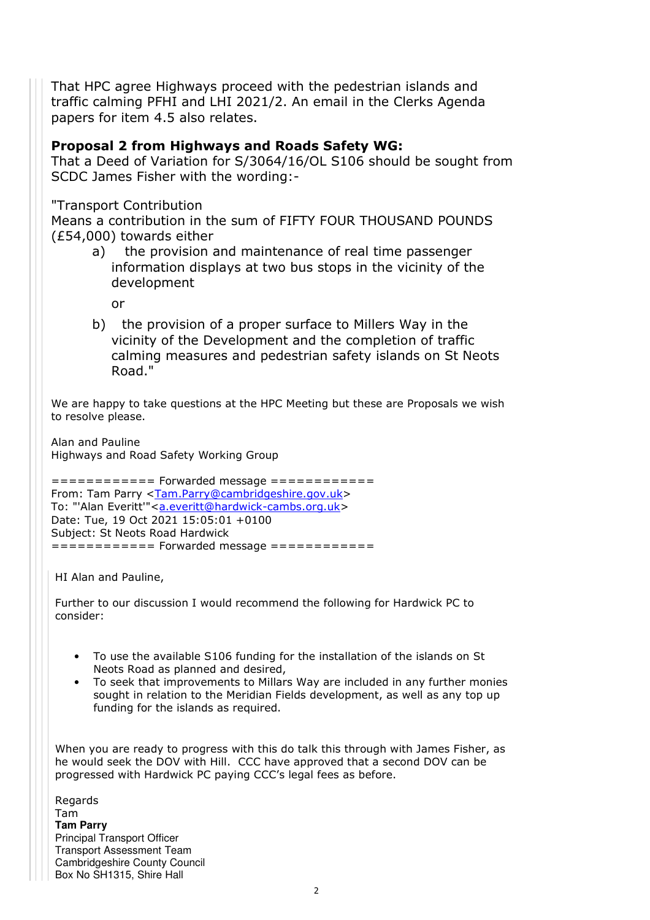That HPC agree Highways proceed with the pedestrian islands and traffic calming PFHI and LHI 2021/2. An email in the Clerks Agenda papers for item 4.5 also relates.

**Proposal 2 from Highways and Roads Safety WG:**
That a Deed of Variation for S/3064/16/OL S106 should be sought from SCDC James Fisher with the wording:-

"Transport Contribution
Means a contribution in the sum of FIFTY FOUR THOUSAND POUNDS (£54,000) towards either

a) the provision and maintenance of real time passenger information displays at two bus stops in the vicinity of the development

   or

b) the provision of a proper surface to Millers Way in the vicinity of the Development and the completion of traffic calming measures and pedestrian safety islands on St Neots Road."

We are happy to take questions at the HPC Meeting but these are Proposals we wish to resolve please.

Alan and Pauline
Highways and Road Safety Working Group

============ Forwarded message ============
From: Tam Parry <Tam.Parry@cambridgeshire.gov.uk>
To: "'Alan Everitt'"<a.everitt@hardwick-cambs.org.uk>
Date: Tue, 19 Oct 2021 15:05:01 +0100
Subject: St Neots Road Hardwick
============ Forwarded message ============

HI Alan and Pauline,

Further to our discussion I would recommend the following for Hardwick PC to consider:

- To use the available S106 funding for the installation of the islands on St Neots Road as planned and desired,
- To seek that improvements to Millars Way are included in any further monies sought in relation to the Meridian Fields development, as well as any top up funding for the islands as required.

When you are ready to progress with this do talk this through with James Fisher, as he would seek the DOV with Hill. CCC have approved that a second DOV can be progressed with Hardwick PC paying CCC's legal fees as before.

Regards
Tam
**Tam Parry**
Principal Transport Officer
Transport Assessment Team
Cambridgeshire County Council
Box No SH1315, Shire Hall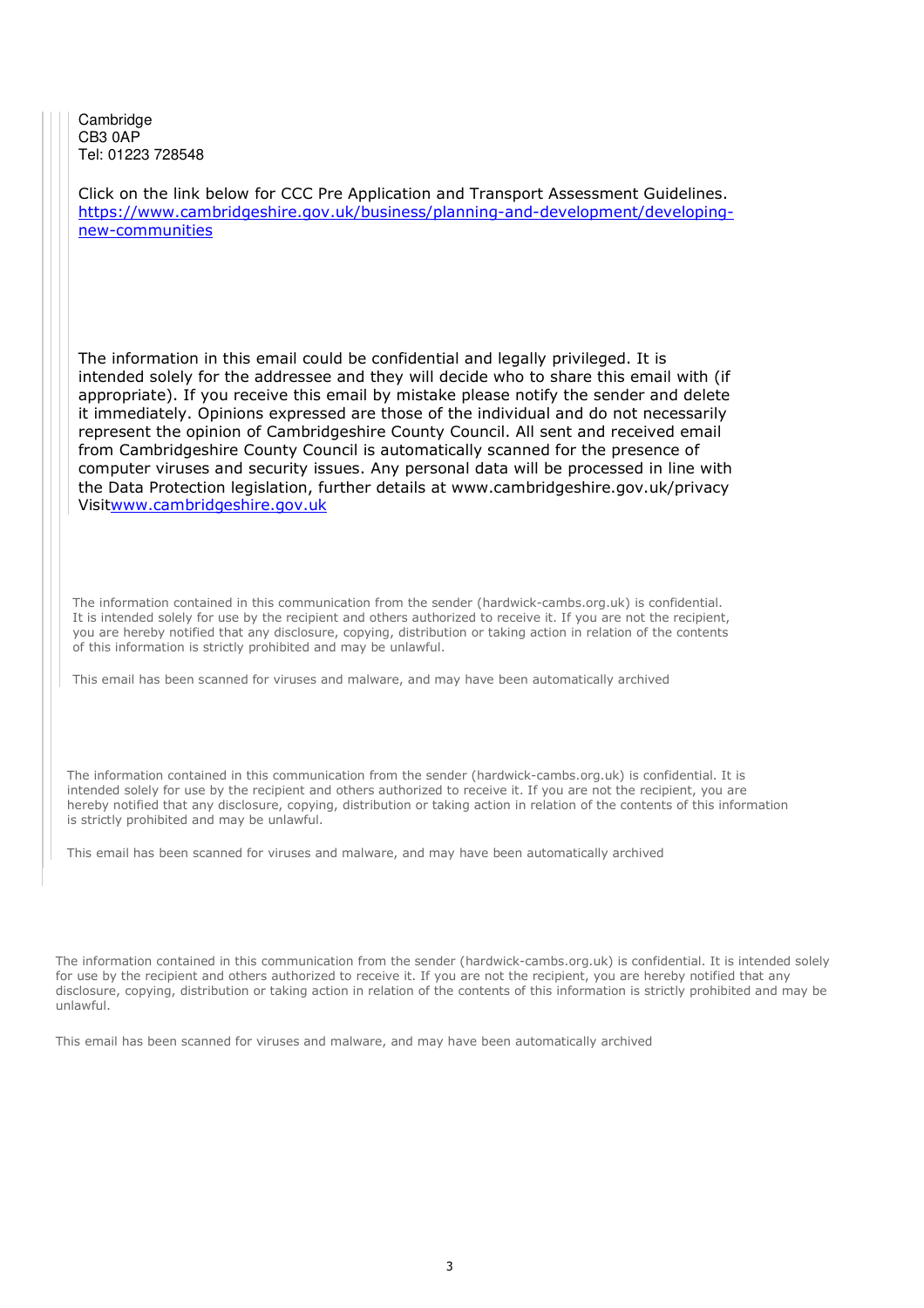Cambridge
CB3 0AP
Tel: 01223 728548

Click on the link below for CCC Pre Application and Transport Assessment Guidelines.
[https://www.cambridgeshire.gov.uk/business/planning-and-development/developing-new-communities](https://www.cambridgeshire.gov.uk/business/planning-and-development/developing-new-communities)

The information in this email could be confidential and legally privileged. It is intended solely for the addressee and they will decide who to share this email with (if appropriate). If you receive this email by mistake please notify the sender and delete it immediately. Opinions expressed are those of the individual and do not necessarily represent the opinion of Cambridgeshire County Council. All sent and received email from Cambridgeshire County Council is automatically scanned for the presence of computer viruses and security issues. Any personal data will be processed in line with the Data Protection legislation, further details at www.cambridgeshire.gov.uk/privacy
Visit[www.cambridgeshire.gov.uk](http://www.cambridgeshire.gov.uk)

The information contained in this communication from the sender (hardwick-cambs.org.uk) is confidential. It is intended solely for use by the recipient and others authorized to receive it. If you are not the recipient, you are hereby notified that any disclosure, copying, distribution or taking action in relation of the contents of this information is strictly prohibited and may be unlawful.

This email has been scanned for viruses and malware, and may have been automatically archived

The information contained in this communication from the sender (hardwick-cambs.org.uk) is confidential. It is intended solely for use by the recipient and others authorized to receive it. If you are not the recipient, you are hereby notified that any disclosure, copying, distribution or taking action in relation of the contents of this information is strictly prohibited and may be unlawful.

This email has been scanned for viruses and malware, and may have been automatically archived

The information contained in this communication from the sender (hardwick-cambs.org.uk) is confidential. It is intended solely for use by the recipient and others authorized to receive it. If you are not the recipient, you are hereby notified that any disclosure, copying, distribution or taking action in relation of the contents of this information is strictly prohibited and may be unlawful.

This email has been scanned for viruses and malware, and may have been automatically archived